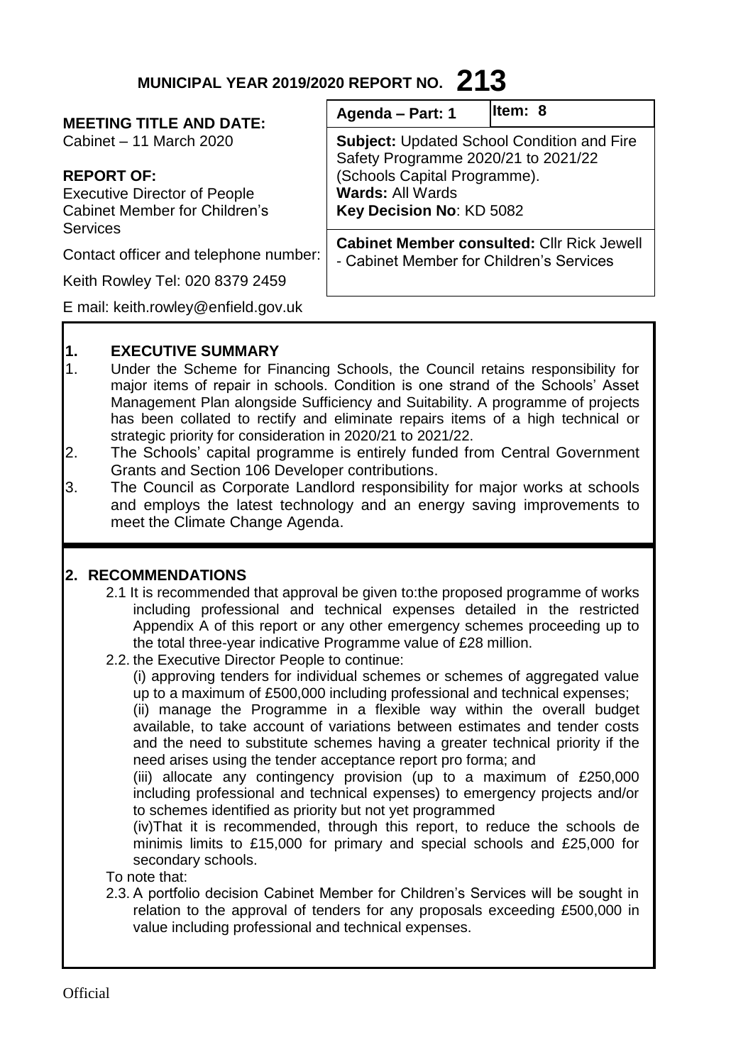# MUNICIPAL YEAR 2019/2020 REPORT NO. **213**

**MEETING TITLE AND DATE:**
Cabinet – 11 March 2020

**REPORT OF:**
Executive Director of People
Cabinet Member for Children's Services

Contact officer and telephone number:

Keith Rowley Tel: 020 8379 2459

E mail: keith.rowley@enfield.gov.uk

| Agenda – Part: 1 | Item: 8 |
|---|---|
| **Subject:** Updated School Condition and Fire Safety Programme 2020/21 to 2021/22 (Schools Capital Programme). **Wards:** All Wards **Key Decision No**: KD 5082 | |
| **Cabinet Member consulted:** Cllr Rick Jewell - Cabinet Member for Children's Services | |

## 1. EXECUTIVE SUMMARY

1. Under the Scheme for Financing Schools, the Council retains responsibility for major items of repair in schools. Condition is one strand of the Schools' Asset Management Plan alongside Sufficiency and Suitability. A programme of projects has been collated to rectify and eliminate repairs items of a high technical or strategic priority for consideration in 2020/21 to 2021/22.
2. The Schools' capital programme is entirely funded from Central Government Grants and Section 106 Developer contributions.
3. The Council as Corporate Landlord responsibility for major works at schools and employs the latest technology and an energy saving improvements to meet the Climate Change Agenda.

## 2. RECOMMENDATIONS

2.1 It is recommended that approval be given to:the proposed programme of works including professional and technical expenses detailed in the restricted Appendix A of this report or any other emergency schemes proceeding up to the total three-year indicative Programme value of £28 million.

2.2. the Executive Director People to continue:

(i) approving tenders for individual schemes or schemes of aggregated value up to a maximum of £500,000 including professional and technical expenses;

(ii) manage the Programme in a flexible way within the overall budget available, to take account of variations between estimates and tender costs and the need to substitute schemes having a greater technical priority if the need arises using the tender acceptance report pro forma; and

(iii) allocate any contingency provision (up to a maximum of £250,000 including professional and technical expenses) to emergency projects and/or to schemes identified as priority but not yet programmed

(iv)That it is recommended, through this report, to reduce the schools de minimis limits to £15,000 for primary and special schools and £25,000 for secondary schools.

To note that:

2.3. A portfolio decision Cabinet Member for Children's Services will be sought in relation to the approval of tenders for any proposals exceeding £500,000 in value including professional and technical expenses.

Official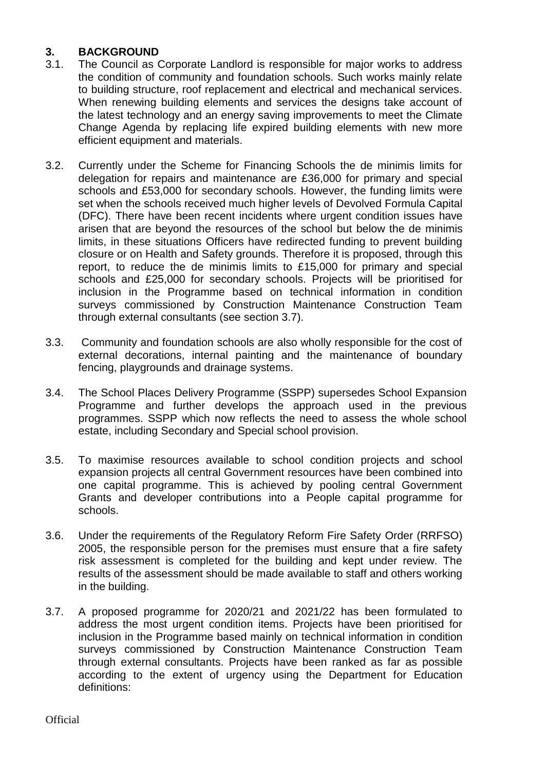## 3. BACKGROUND

3.1. The Council as Corporate Landlord is responsible for major works to address the condition of community and foundation schools. Such works mainly relate to building structure, roof replacement and electrical and mechanical services. When renewing building elements and services the designs take account of the latest technology and an energy saving improvements to meet the Climate Change Agenda by replacing life expired building elements with new more efficient equipment and materials.

3.2. Currently under the Scheme for Financing Schools the de minimis limits for delegation for repairs and maintenance are £36,000 for primary and special schools and £53,000 for secondary schools. However, the funding limits were set when the schools received much higher levels of Devolved Formula Capital (DFC). There have been recent incidents where urgent condition issues have arisen that are beyond the resources of the school but below the de minimis limits, in these situations Officers have redirected funding to prevent building closure or on Health and Safety grounds. Therefore it is proposed, through this report, to reduce the de minimis limits to £15,000 for primary and special schools and £25,000 for secondary schools. Projects will be prioritised for inclusion in the Programme based on technical information in condition surveys commissioned by Construction Maintenance Construction Team through external consultants (see section 3.7).

3.3. Community and foundation schools are also wholly responsible for the cost of external decorations, internal painting and the maintenance of boundary fencing, playgrounds and drainage systems.

3.4. The School Places Delivery Programme (SSPP) supersedes School Expansion Programme and further develops the approach used in the previous programmes. SSPP which now reflects the need to assess the whole school estate, including Secondary and Special school provision.

3.5. To maximise resources available to school condition projects and school expansion projects all central Government resources have been combined into one capital programme. This is achieved by pooling central Government Grants and developer contributions into a People capital programme for schools.

3.6. Under the requirements of the Regulatory Reform Fire Safety Order (RRFSO) 2005, the responsible person for the premises must ensure that a fire safety risk assessment is completed for the building and kept under review. The results of the assessment should be made available to staff and others working in the building.

3.7. A proposed programme for 2020/21 and 2021/22 has been formulated to address the most urgent condition items. Projects have been prioritised for inclusion in the Programme based mainly on technical information in condition surveys commissioned by Construction Maintenance Construction Team through external consultants. Projects have been ranked as far as possible according to the extent of urgency using the Department for Education definitions: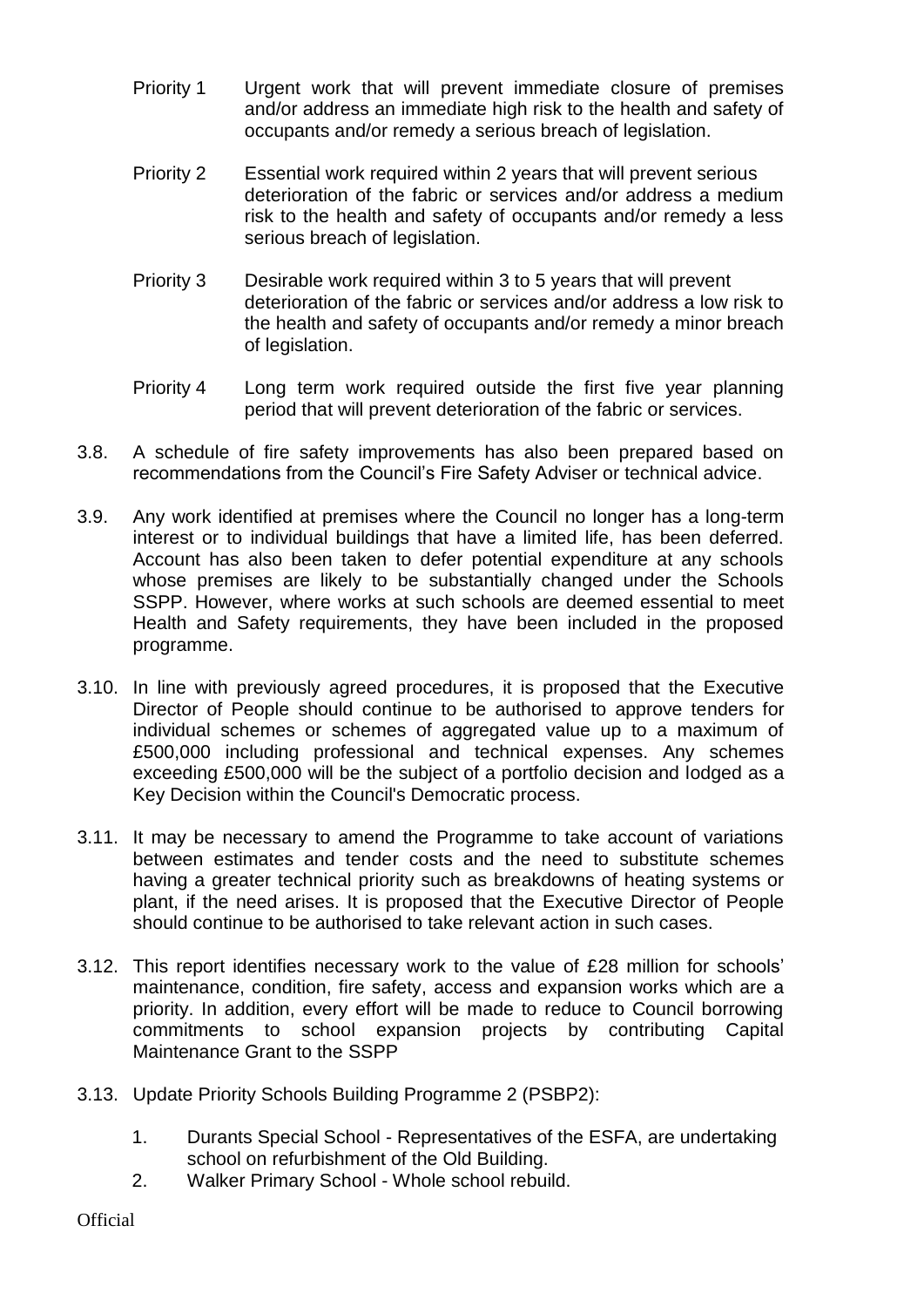Priority 1 Urgent work that will prevent immediate closure of premises and/or address an immediate high risk to the health and safety of occupants and/or remedy a serious breach of legislation.

Priority 2 Essential work required within 2 years that will prevent serious deterioration of the fabric or services and/or address a medium risk to the health and safety of occupants and/or remedy a less serious breach of legislation.

Priority 3 Desirable work required within 3 to 5 years that will prevent deterioration of the fabric or services and/or address a low risk to the health and safety of occupants and/or remedy a minor breach of legislation.

Priority 4 Long term work required outside the first five year planning period that will prevent deterioration of the fabric or services.

3.8. A schedule of fire safety improvements has also been prepared based on recommendations from the Council's Fire Safety Adviser or technical advice.

3.9. Any work identified at premises where the Council no longer has a long-term interest or to individual buildings that have a limited life, has been deferred. Account has also been taken to defer potential expenditure at any schools whose premises are likely to be substantially changed under the Schools SSPP. However, where works at such schools are deemed essential to meet Health and Safety requirements, they have been included in the proposed programme.

3.10. In line with previously agreed procedures, it is proposed that the Executive Director of People should continue to be authorised to approve tenders for individual schemes or schemes of aggregated value up to a maximum of £500,000 including professional and technical expenses. Any schemes exceeding £500,000 will be the subject of a portfolio decision and lodged as a Key Decision within the Council's Democratic process.

3.11. It may be necessary to amend the Programme to take account of variations between estimates and tender costs and the need to substitute schemes having a greater technical priority such as breakdowns of heating systems or plant, if the need arises. It is proposed that the Executive Director of People should continue to be authorised to take relevant action in such cases.

3.12. This report identifies necessary work to the value of £28 million for schools' maintenance, condition, fire safety, access and expansion works which are a priority. In addition, every effort will be made to reduce to Council borrowing commitments to school expansion projects by contributing Capital Maintenance Grant to the SSPP

3.13. Update Priority Schools Building Programme 2 (PSBP2):

1. Durants Special School - Representatives of the ESFA, are undertaking school on refurbishment of the Old Building.
2. Walker Primary School - Whole school rebuild.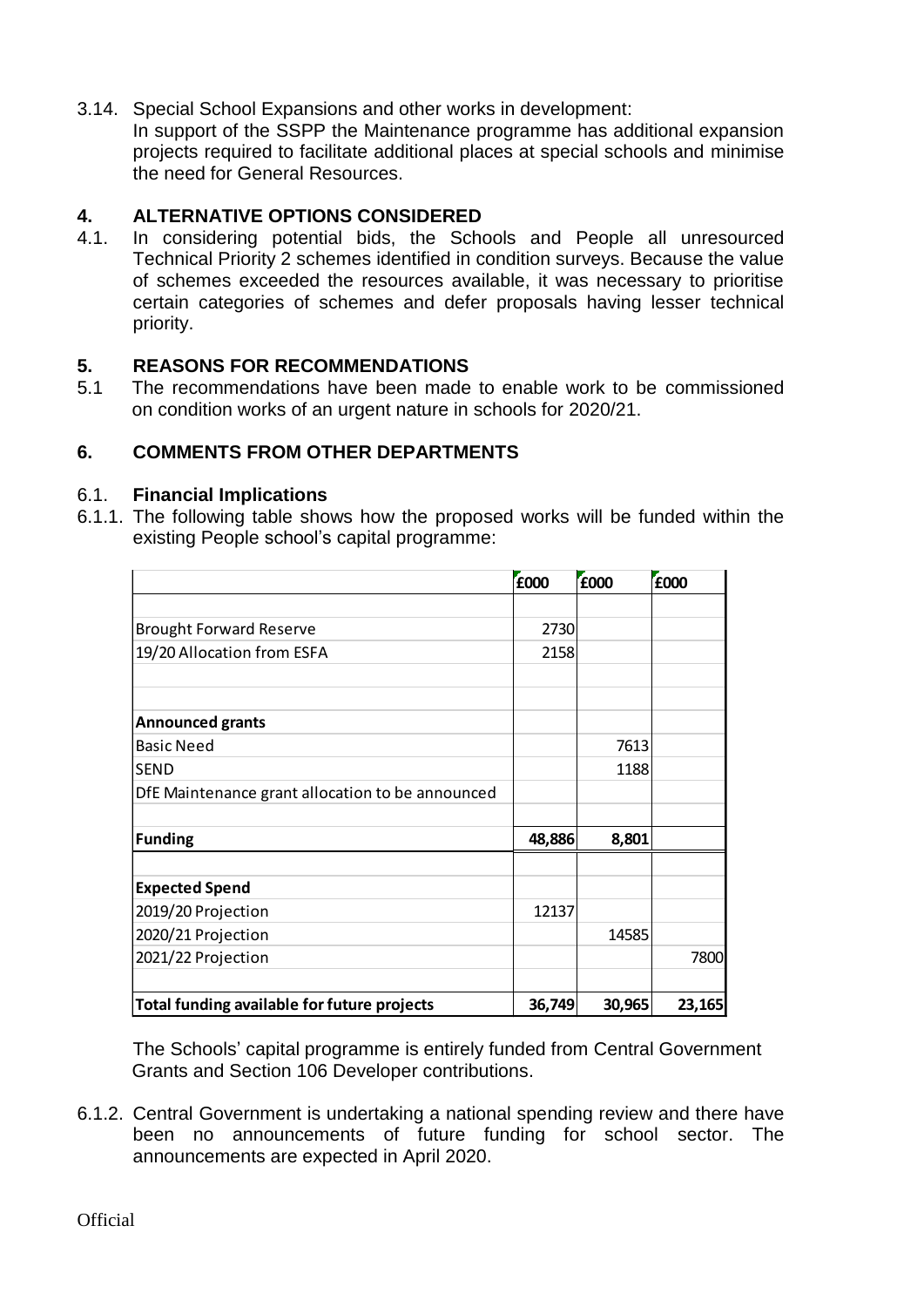3.14. Special School Expansions and other works in development:
In support of the SSPP the Maintenance programme has additional expansion projects required to facilitate additional places at special schools and minimise the need for General Resources.

## 4. ALTERNATIVE OPTIONS CONSIDERED

4.1. In considering potential bids, the Schools and People all unresourced Technical Priority 2 schemes identified in condition surveys. Because the value of schemes exceeded the resources available, it was necessary to prioritise certain categories of schemes and defer proposals having lesser technical priority.

## 5. REASONS FOR RECOMMENDATIONS

5.1 The recommendations have been made to enable work to be commissioned on condition works of an urgent nature in schools for 2020/21.

## 6. COMMENTS FROM OTHER DEPARTMENTS

### 6.1. Financial Implications

6.1.1. The following table shows how the proposed works will be funded within the existing People school's capital programme:

| | £000 | £000 | £000 |
|---|---|---|---|
| | | | |
| Brought Forward Reserve | 2730 | | |
| 19/20 Allocation from ESFA | 2158 | | |
| | | | |
| | | | |
| **Announced grants** | | | |
| Basic Need | | 7613 | |
| SEND | | 1188 | |
| DfE Maintenance grant allocation to be announced | | | |
| | | | |
| **Funding** | **48,886** | **8,801** | |
| | | | |
| **Expected Spend** | | | |
| 2019/20 Projection | 12137 | | |
| 2020/21 Projection | | 14585 | |
| 2021/22 Projection | | | 7800 |
| | | | |
| **Total funding available for future projects** | **36,749** | **30,965** | **23,165** |

The Schools' capital programme is entirely funded from Central Government Grants and Section 106 Developer contributions.

6.1.2. Central Government is undertaking a national spending review and there have been no announcements of future funding for school sector. The announcements are expected in April 2020.

Official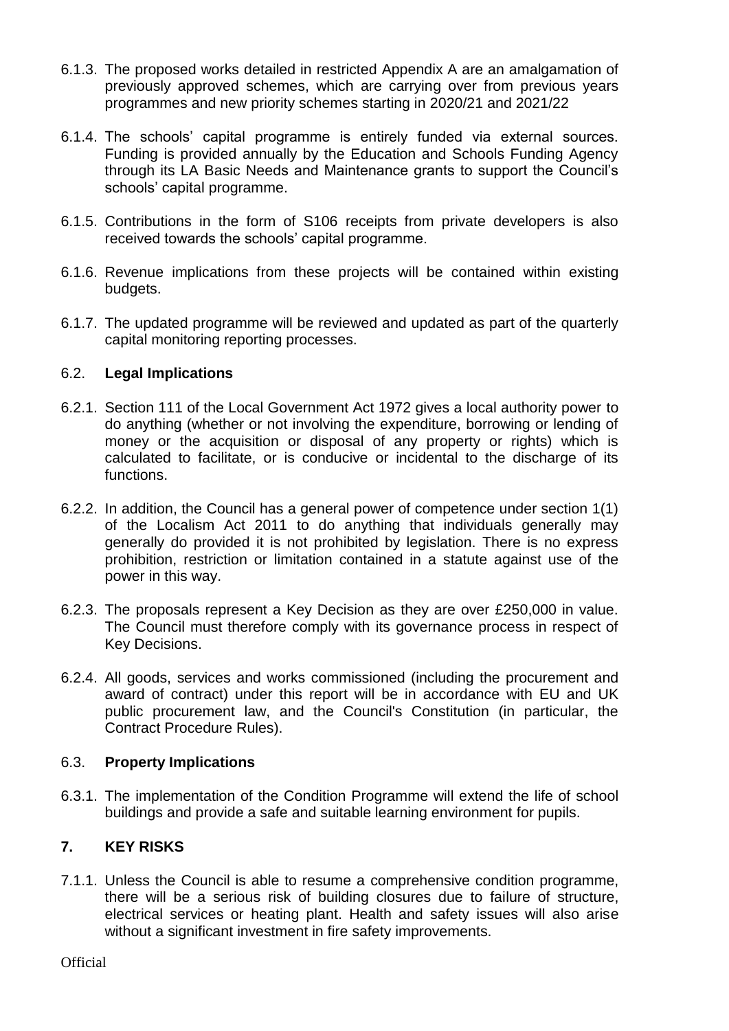6.1.3. The proposed works detailed in restricted Appendix A are an amalgamation of previously approved schemes, which are carrying over from previous years programmes and new priority schemes starting in 2020/21 and 2021/22

6.1.4. The schools' capital programme is entirely funded via external sources. Funding is provided annually by the Education and Schools Funding Agency through its LA Basic Needs and Maintenance grants to support the Council's schools' capital programme.

6.1.5. Contributions in the form of S106 receipts from private developers is also received towards the schools' capital programme.

6.1.6. Revenue implications from these projects will be contained within existing budgets.

6.1.7. The updated programme will be reviewed and updated as part of the quarterly capital monitoring reporting processes.

### 6.2. **Legal Implications**

6.2.1. Section 111 of the Local Government Act 1972 gives a local authority power to do anything (whether or not involving the expenditure, borrowing or lending of money or the acquisition or disposal of any property or rights) which is calculated to facilitate, or is conducive or incidental to the discharge of its functions.

6.2.2. In addition, the Council has a general power of competence under section 1(1) of the Localism Act 2011 to do anything that individuals generally may generally do provided it is not prohibited by legislation. There is no express prohibition, restriction or limitation contained in a statute against use of the power in this way.

6.2.3. The proposals represent a Key Decision as they are over £250,000 in value. The Council must therefore comply with its governance process in respect of Key Decisions.

6.2.4. All goods, services and works commissioned (including the procurement and award of contract) under this report will be in accordance with EU and UK public procurement law, and the Council's Constitution (in particular, the Contract Procedure Rules).

### 6.3. **Property Implications**

6.3.1. The implementation of the Condition Programme will extend the life of school buildings and provide a safe and suitable learning environment for pupils.

## 7. **KEY RISKS**

7.1.1. Unless the Council is able to resume a comprehensive condition programme, there will be a serious risk of building closures due to failure of structure, electrical services or heating plant. Health and safety issues will also arise without a significant investment in fire safety improvements.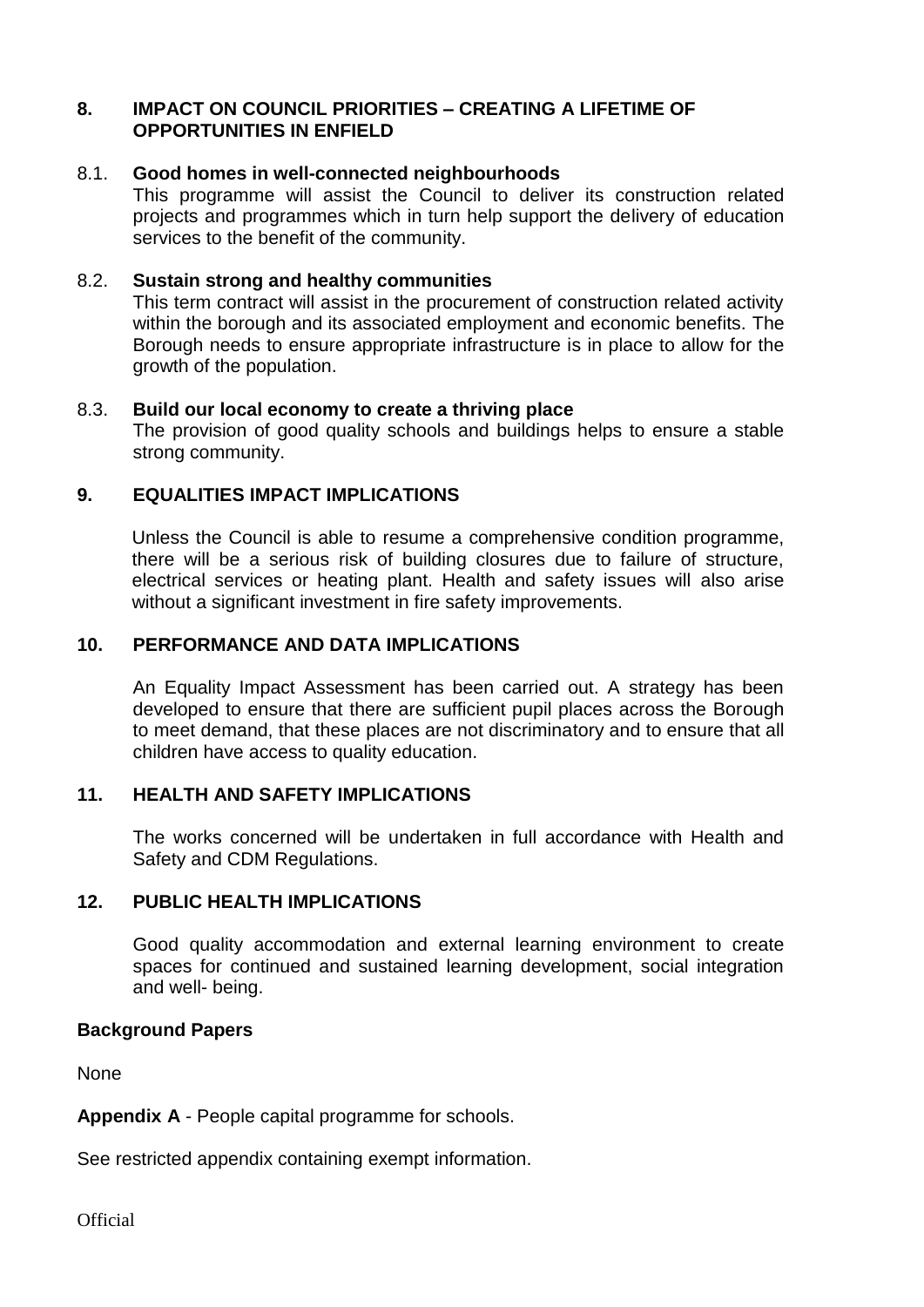## 8. IMPACT ON COUNCIL PRIORITIES – CREATING A LIFETIME OF OPPORTUNITIES IN ENFIELD

8.1. **Good homes in well-connected neighbourhoods**
This programme will assist the Council to deliver its construction related projects and programmes which in turn help support the delivery of education services to the benefit of the community.

8.2. **Sustain strong and healthy communities**
This term contract will assist in the procurement of construction related activity within the borough and its associated employment and economic benefits. The Borough needs to ensure appropriate infrastructure is in place to allow for the growth of the population.

8.3. **Build our local economy to create a thriving place**
The provision of good quality schools and buildings helps to ensure a stable strong community.

## 9. EQUALITIES IMPACT IMPLICATIONS

Unless the Council is able to resume a comprehensive condition programme, there will be a serious risk of building closures due to failure of structure, electrical services or heating plant. Health and safety issues will also arise without a significant investment in fire safety improvements.

## 10. PERFORMANCE AND DATA IMPLICATIONS

An Equality Impact Assessment has been carried out. A strategy has been developed to ensure that there are sufficient pupil places across the Borough to meet demand, that these places are not discriminatory and to ensure that all children have access to quality education.

## 11. HEALTH AND SAFETY IMPLICATIONS

The works concerned will be undertaken in full accordance with Health and Safety and CDM Regulations.

## 12. PUBLIC HEALTH IMPLICATIONS

Good quality accommodation and external learning environment to create spaces for continued and sustained learning development, social integration and well- being.

**Background Papers**

None

**Appendix A** - People capital programme for schools.

See restricted appendix containing exempt information.

Official